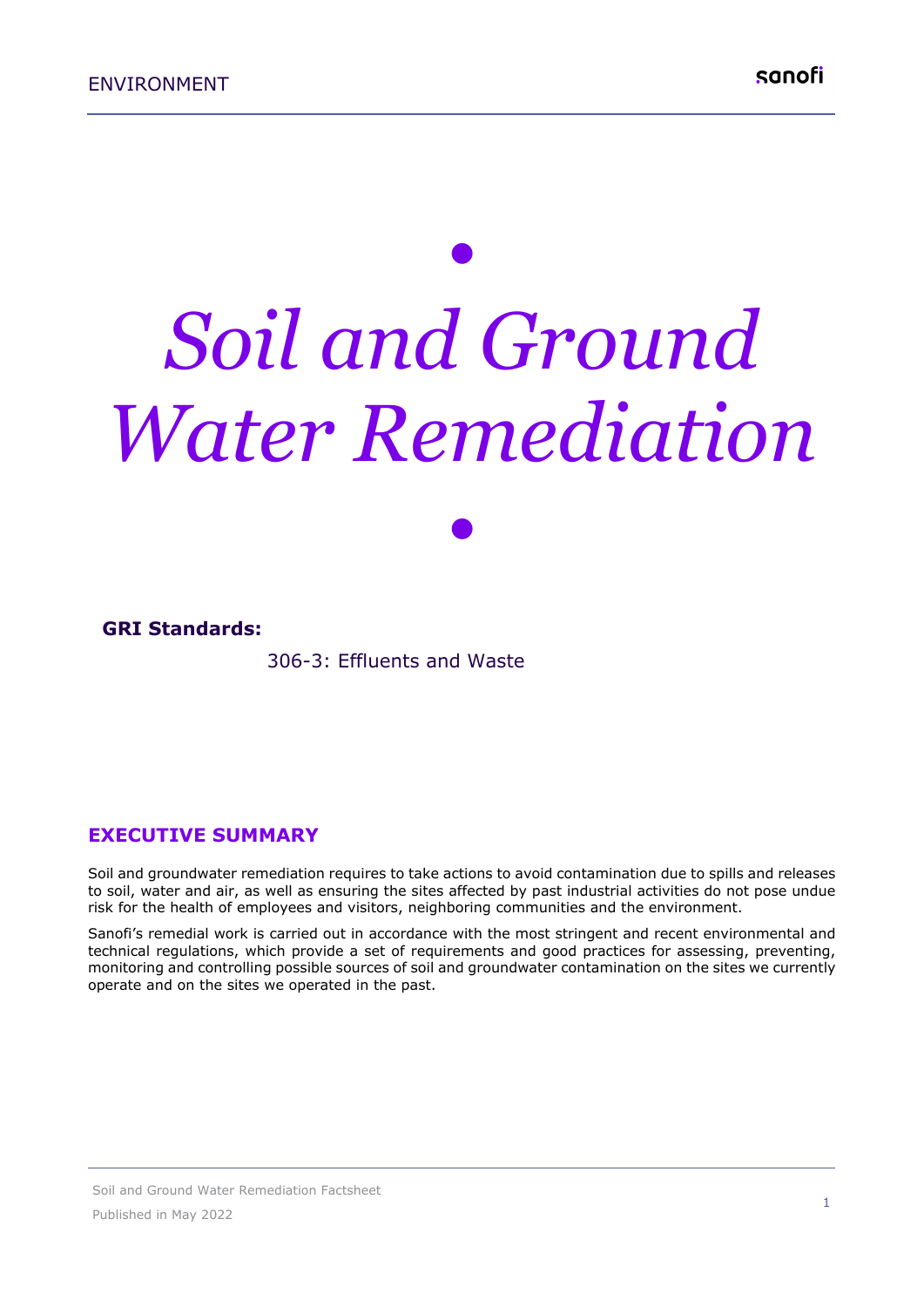# Soil and Ground Water Remediation

**GRI Standards:**

306-3: Effluents and Waste

## EXECUTIVE SUMMARY

Soil and groundwater remediation requires to take actions to avoid contamination due to spills and releases to soil, water and air, as well as ensuring the sites affected by past industrial activities do not pose undue risk for the health of employees and visitors, neighboring communities and the environment.

Sanofi's remedial work is carried out in accordance with the most stringent and recent environmental and technical regulations, which provide a set of requirements and good practices for assessing, preventing, monitoring and controlling possible sources of soil and groundwater contamination on the sites we currently operate and on the sites we operated in the past.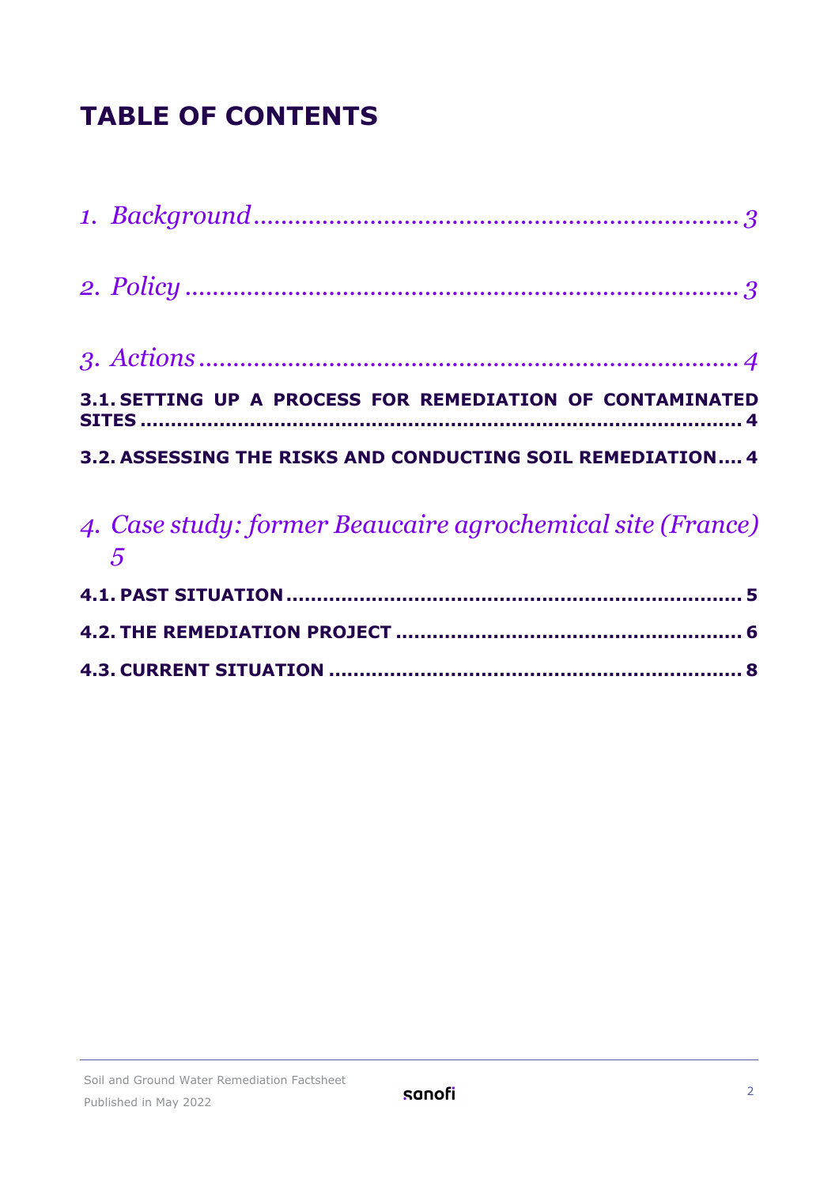# TABLE OF CONTENTS

*1. Background* ........................................................................ 3

*2. Policy* ................................................................................. 3

*3. Actions* ............................................................................... 4

**3.1. SETTING UP A PROCESS FOR REMEDIATION OF CONTAMINATED SITES** ........................................................................................ 4

**3.2. ASSESSING THE RISKS AND CONDUCTING SOIL REMEDIATION** .... 4

*4. Case study: former Beaucaire agrochemical site (France)* 5

**4.1. PAST SITUATION** ........................................................................ 5

**4.2. THE REMEDIATION PROJECT** ........................................................ 6

**4.3. CURRENT SITUATION** ................................................................... 8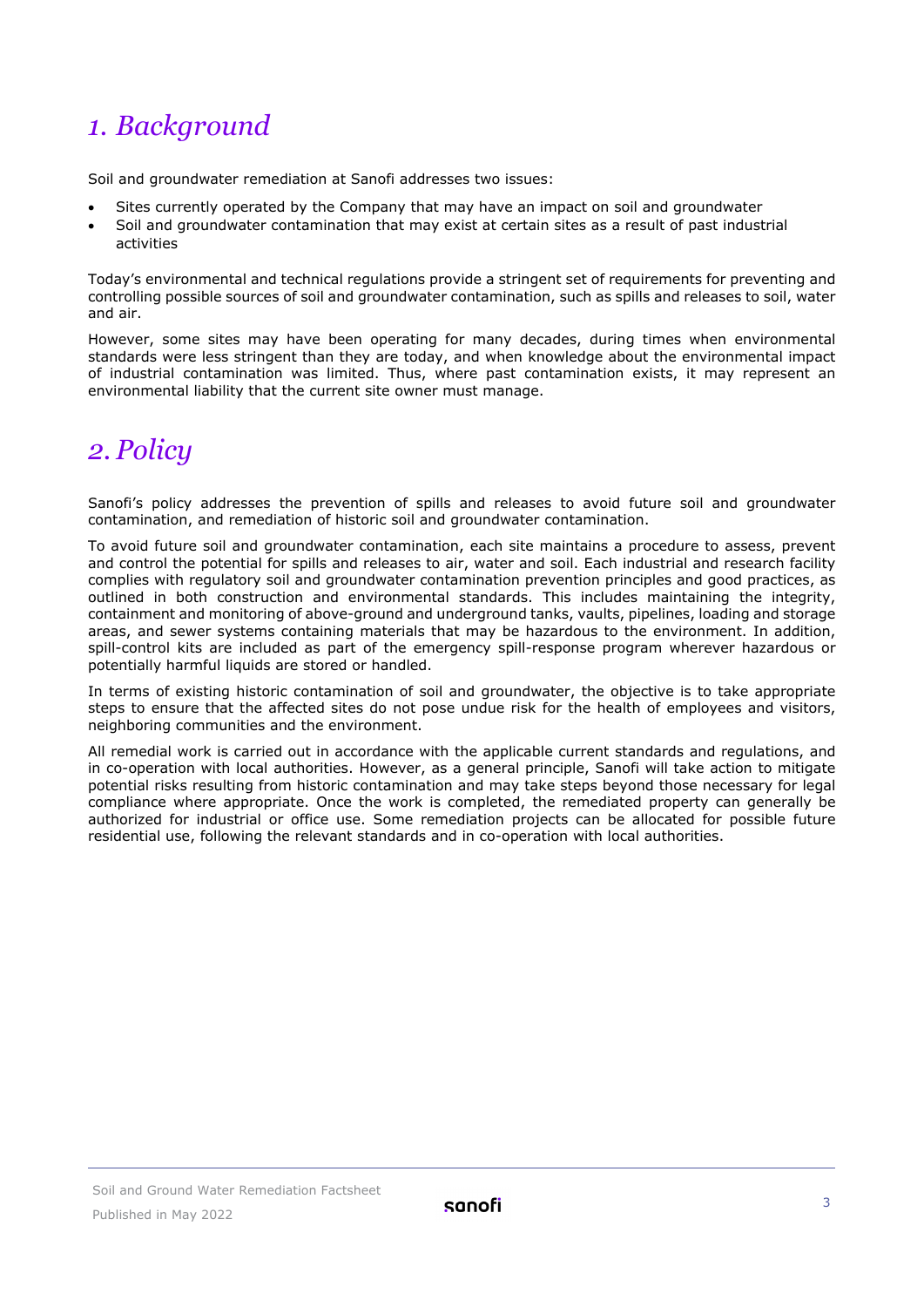# *1. Background*

Soil and groundwater remediation at Sanofi addresses two issues:

- Sites currently operated by the Company that may have an impact on soil and groundwater
- Soil and groundwater contamination that may exist at certain sites as a result of past industrial activities

Today's environmental and technical regulations provide a stringent set of requirements for preventing and controlling possible sources of soil and groundwater contamination, such as spills and releases to soil, water and air.

However, some sites may have been operating for many decades, during times when environmental standards were less stringent than they are today, and when knowledge about the environmental impact of industrial contamination was limited. Thus, where past contamination exists, it may represent an environmental liability that the current site owner must manage.

# *2. Policy*

Sanofi's policy addresses the prevention of spills and releases to avoid future soil and groundwater contamination, and remediation of historic soil and groundwater contamination.

To avoid future soil and groundwater contamination, each site maintains a procedure to assess, prevent and control the potential for spills and releases to air, water and soil. Each industrial and research facility complies with regulatory soil and groundwater contamination prevention principles and good practices, as outlined in both construction and environmental standards. This includes maintaining the integrity, containment and monitoring of above-ground and underground tanks, vaults, pipelines, loading and storage areas, and sewer systems containing materials that may be hazardous to the environment. In addition, spill-control kits are included as part of the emergency spill-response program wherever hazardous or potentially harmful liquids are stored or handled.

In terms of existing historic contamination of soil and groundwater, the objective is to take appropriate steps to ensure that the affected sites do not pose undue risk for the health of employees and visitors, neighboring communities and the environment.

All remedial work is carried out in accordance with the applicable current standards and regulations, and in co-operation with local authorities. However, as a general principle, Sanofi will take action to mitigate potential risks resulting from historic contamination and may take steps beyond those necessary for legal compliance where appropriate. Once the work is completed, the remediated property can generally be authorized for industrial or office use. Some remediation projects can be allocated for possible future residential use, following the relevant standards and in co-operation with local authorities.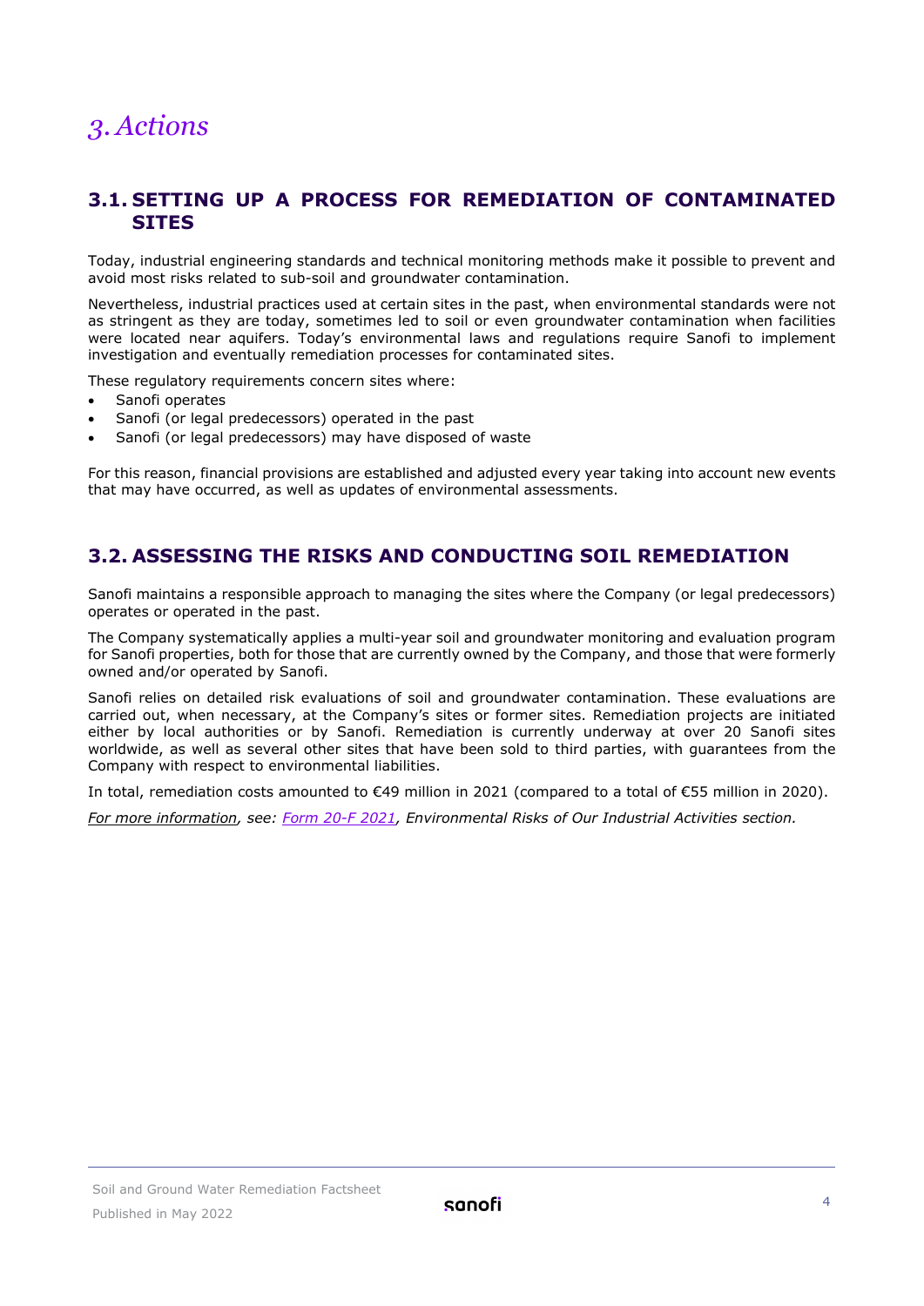# *3. Actions*

## 3.1. SETTING UP A PROCESS FOR REMEDIATION OF CONTAMINATED SITES

Today, industrial engineering standards and technical monitoring methods make it possible to prevent and avoid most risks related to sub-soil and groundwater contamination.

Nevertheless, industrial practices used at certain sites in the past, when environmental standards were not as stringent as they are today, sometimes led to soil or even groundwater contamination when facilities were located near aquifers. Today's environmental laws and regulations require Sanofi to implement investigation and eventually remediation processes for contaminated sites.

These regulatory requirements concern sites where:

- Sanofi operates
- Sanofi (or legal predecessors) operated in the past
- Sanofi (or legal predecessors) may have disposed of waste

For this reason, financial provisions are established and adjusted every year taking into account new events that may have occurred, as well as updates of environmental assessments.

## 3.2. ASSESSING THE RISKS AND CONDUCTING SOIL REMEDIATION

Sanofi maintains a responsible approach to managing the sites where the Company (or legal predecessors) operates or operated in the past.

The Company systematically applies a multi-year soil and groundwater monitoring and evaluation program for Sanofi properties, both for those that are currently owned by the Company, and those that were formerly owned and/or operated by Sanofi.

Sanofi relies on detailed risk evaluations of soil and groundwater contamination. These evaluations are carried out, when necessary, at the Company's sites or former sites. Remediation projects are initiated either by local authorities or by Sanofi. Remediation is currently underway at over 20 Sanofi sites worldwide, as well as several other sites that have been sold to third parties, with guarantees from the Company with respect to environmental liabilities.

In total, remediation costs amounted to €49 million in 2021 (compared to a total of €55 million in 2020).

*For more information, see: Form 20-F 2021, Environmental Risks of Our Industrial Activities section.*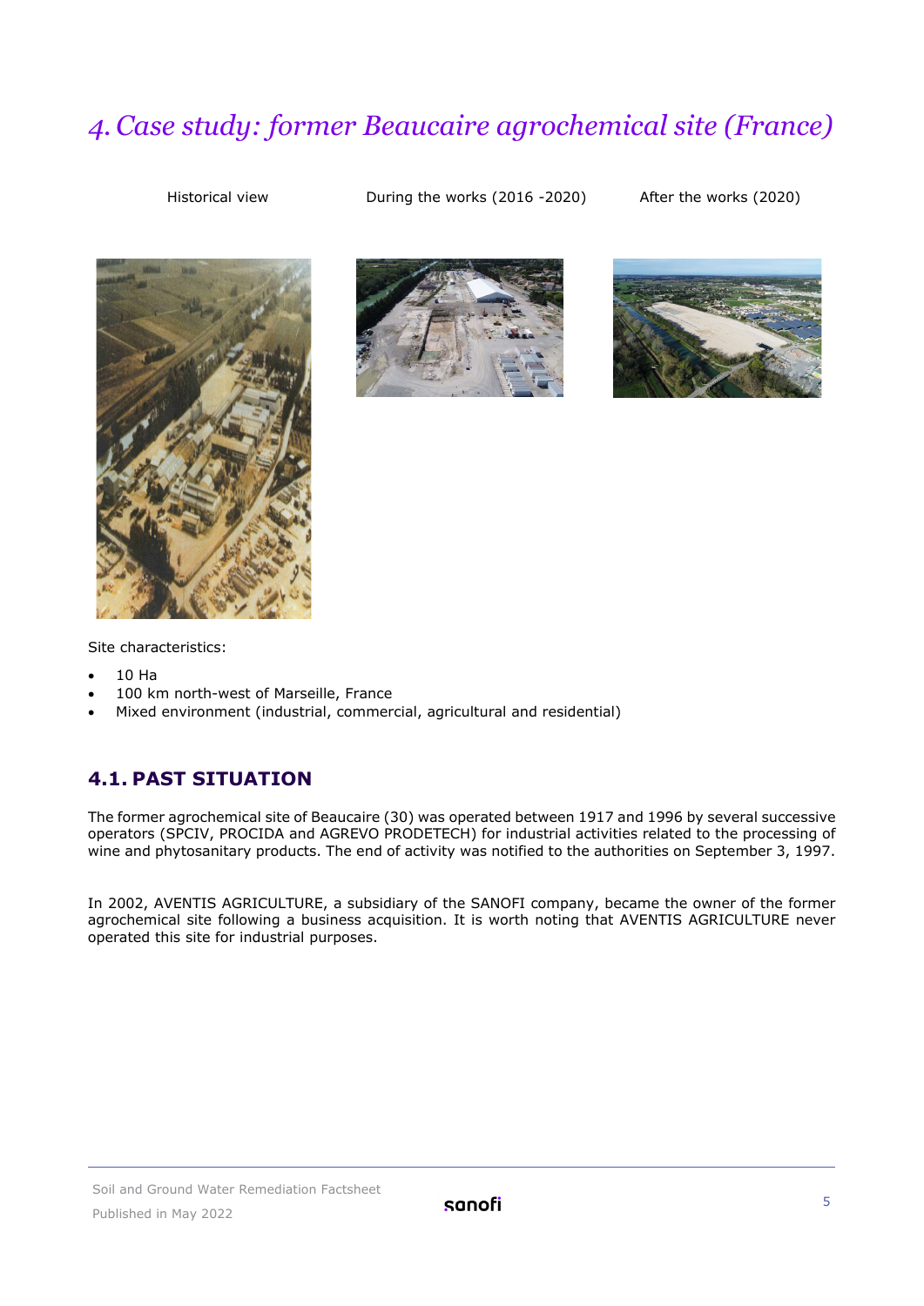# 4. Case study: former Beaucaire agrochemical site (France)

Historical view | During the works (2016 -2020) | After the works (2020)

Site characteristics:

- 10 Ha
- 100 km north-west of Marseille, France
- Mixed environment (industrial, commercial, agricultural and residential)

## 4.1. PAST SITUATION

The former agrochemical site of Beaucaire (30) was operated between 1917 and 1996 by several successive operators (SPCIV, PROCIDA and AGREVO PRODETECH) for industrial activities related to the processing of wine and phytosanitary products. The end of activity was notified to the authorities on September 3, 1997.

In 2002, AVENTIS AGRICULTURE, a subsidiary of the SANOFI company, became the owner of the former agrochemical site following a business acquisition. It is worth noting that AVENTIS AGRICULTURE never operated this site for industrial purposes.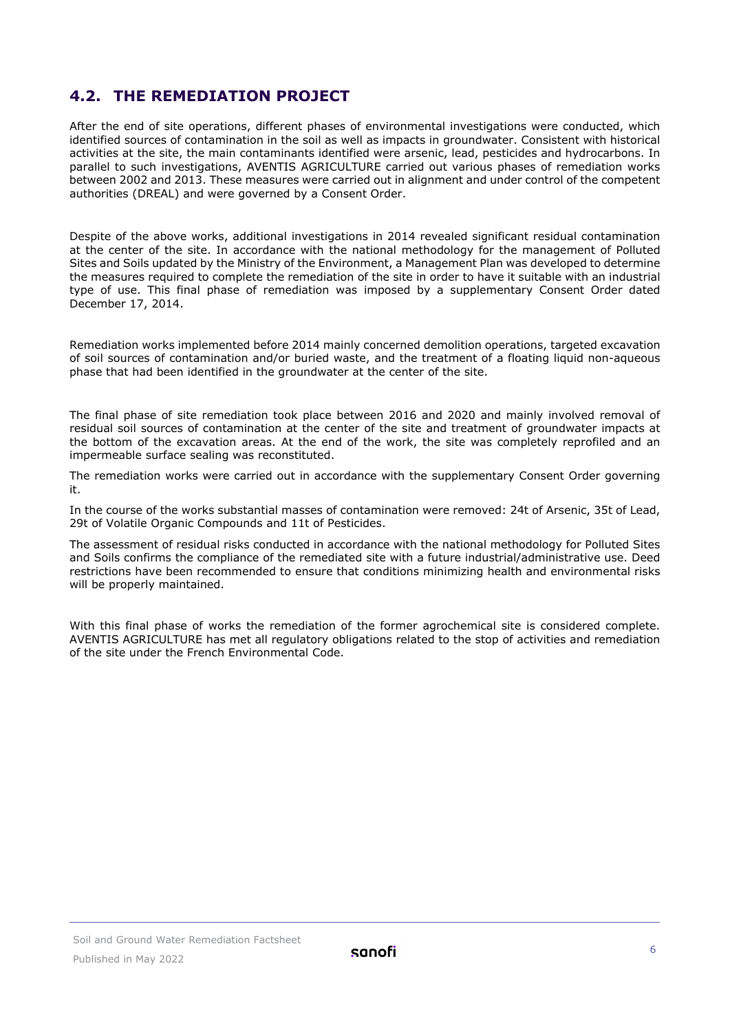## 4.2. THE REMEDIATION PROJECT

After the end of site operations, different phases of environmental investigations were conducted, which identified sources of contamination in the soil as well as impacts in groundwater. Consistent with historical activities at the site, the main contaminants identified were arsenic, lead, pesticides and hydrocarbons. In parallel to such investigations, AVENTIS AGRICULTURE carried out various phases of remediation works between 2002 and 2013. These measures were carried out in alignment and under control of the competent authorities (DREAL) and were governed by a Consent Order.

Despite of the above works, additional investigations in 2014 revealed significant residual contamination at the center of the site. In accordance with the national methodology for the management of Polluted Sites and Soils updated by the Ministry of the Environment, a Management Plan was developed to determine the measures required to complete the remediation of the site in order to have it suitable with an industrial type of use. This final phase of remediation was imposed by a supplementary Consent Order dated December 17, 2014.

Remediation works implemented before 2014 mainly concerned demolition operations, targeted excavation of soil sources of contamination and/or buried waste, and the treatment of a floating liquid non-aqueous phase that had been identified in the groundwater at the center of the site.

The final phase of site remediation took place between 2016 and 2020 and mainly involved removal of residual soil sources of contamination at the center of the site and treatment of groundwater impacts at the bottom of the excavation areas. At the end of the work, the site was completely reprofiled and an impermeable surface sealing was reconstituted.

The remediation works were carried out in accordance with the supplementary Consent Order governing it.

In the course of the works substantial masses of contamination were removed: 24t of Arsenic, 35t of Lead, 29t of Volatile Organic Compounds and 11t of Pesticides.

The assessment of residual risks conducted in accordance with the national methodology for Polluted Sites and Soils confirms the compliance of the remediated site with a future industrial/administrative use. Deed restrictions have been recommended to ensure that conditions minimizing health and environmental risks will be properly maintained.

With this final phase of works the remediation of the former agrochemical site is considered complete. AVENTIS AGRICULTURE has met all regulatory obligations related to the stop of activities and remediation of the site under the French Environmental Code.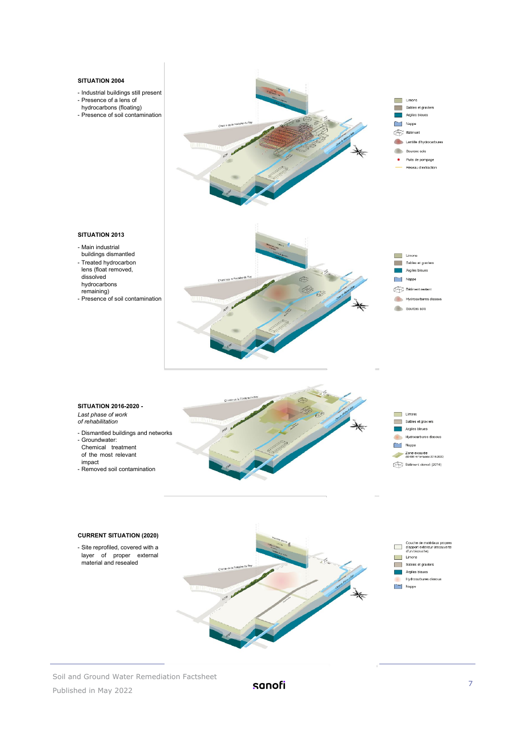**SITUATION 2004**

- Industrial buildings still present
- Presence of a lens of hydrocarbons (floating)
- Presence of soil contamination

Limons
Sables et graviers
Argiles bleues
Nappe
Bâtiment
Lentille d'hydrocarbures
Sources sols
Puits de pompage
Réseau d'extraction

**SITUATION 2013**

- Main industrial buildings dismantled
- Treated hydrocarbon lens (float removed, dissolved hydrocarbons remaining)
- Presence of soil contamination

Limons
Sables et graviers
Argiles bleues
Nappe
Bâtiment restant
Hydrocarbures dissous
Sources sols

**SITUATION 2016-2020 -**
*Last phase of work of rehabilitation*

- Dismantled buildings and networks
- Groundwater: Chemical treatment of the most relevant impact
- Removed soil contamination

Limons
Sables et graviers
Argiles bleues
Hydrocarbures dissous
Nappe
Zone excavée
Bâtiment démoli (2016)

**CURRENT SITUATION (2020)**

- Site reprofiled, covered with a layer of proper external material and resealed

Couche de matériaux propres d'apport extérieur (recouverte d'un bicouche)
Limons
Sables et graviers
Argiles bleues
Hydrocarbures dissous
Nappe

Soil and Ground Water Remediation Factsheet
Published in May 2022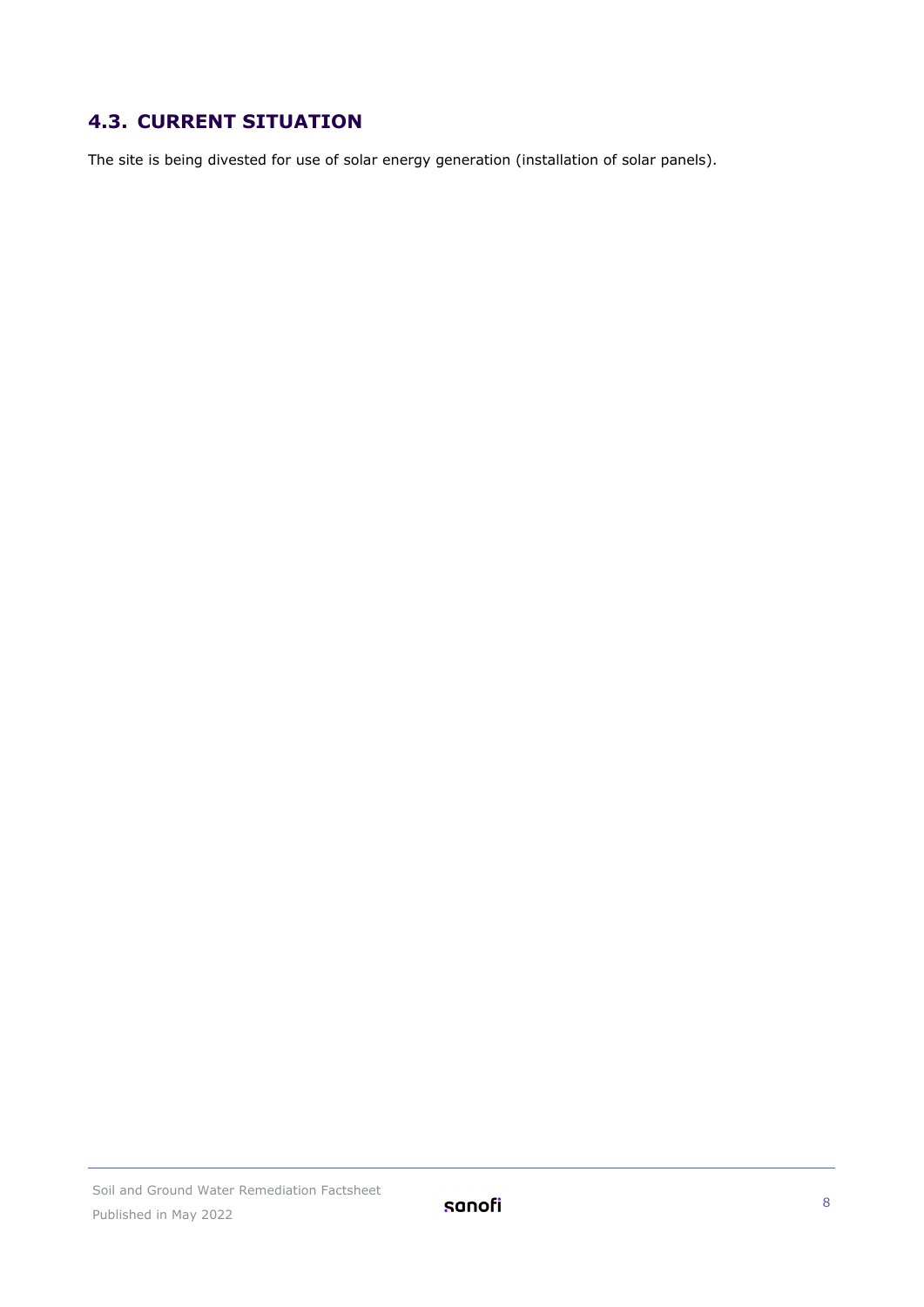## 4.3. CURRENT SITUATION

The site is being divested for use of solar energy generation (installation of solar panels).